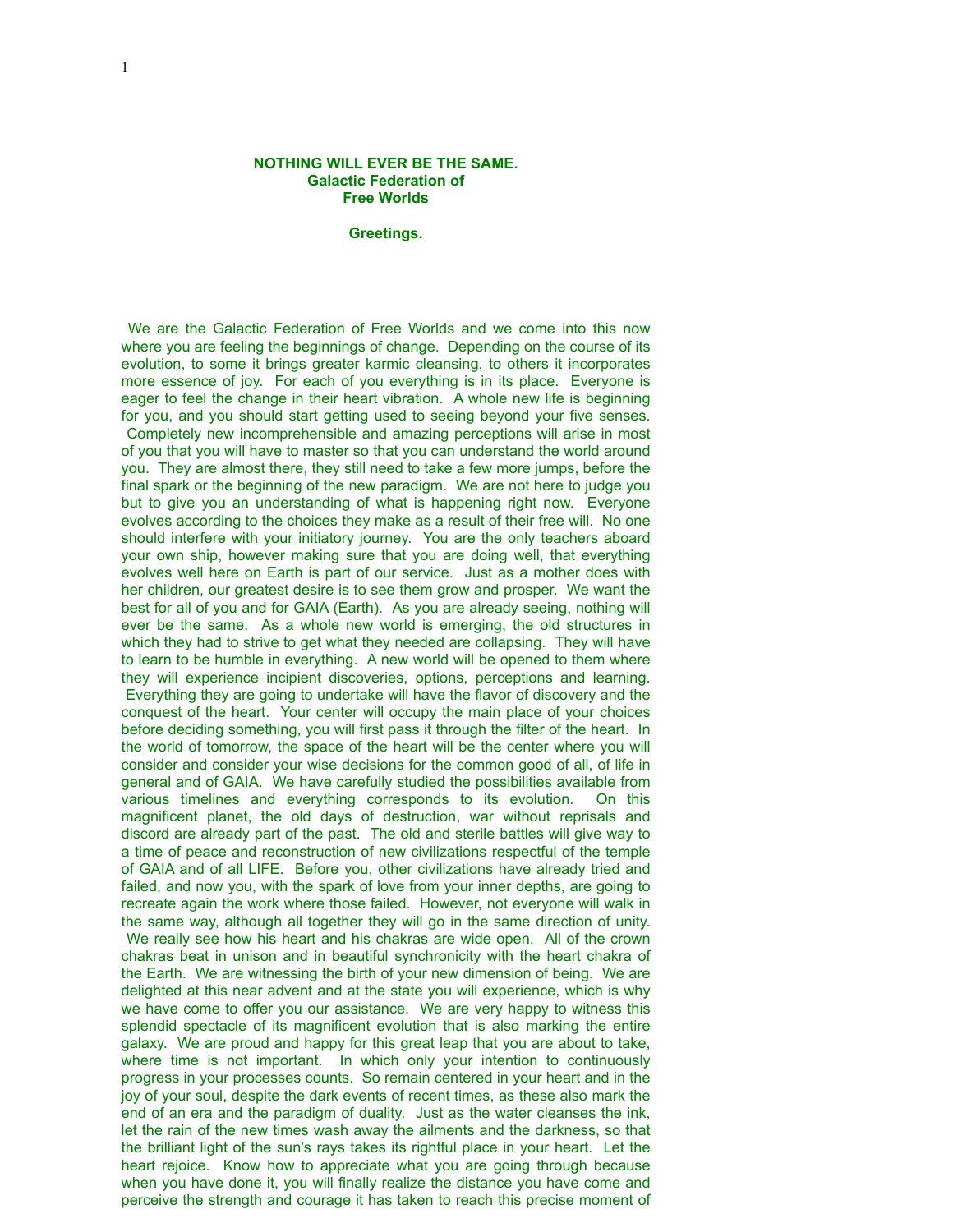**NOTHING WILL EVER BE THE SAME.**
**Galactic Federation of**
**Free Worlds**

**Greetings.**

We are the Galactic Federation of Free Worlds and we come into this now where you are feeling the beginnings of change. Depending on the course of its evolution, to some it brings greater karmic cleansing, to others it incorporates more essence of joy. For each of you everything is in its place. Everyone is eager to feel the change in their heart vibration. A whole new life is beginning for you, and you should start getting used to seeing beyond your five senses. Completely new incomprehensible and amazing perceptions will arise in most of you that you will have to master so that you can understand the world around you. They are almost there, they still need to take a few more jumps, before the final spark or the beginning of the new paradigm. We are not here to judge you but to give you an understanding of what is happening right now. Everyone evolves according to the choices they make as a result of their free will. No one should interfere with your initiatory journey. You are the only teachers aboard your own ship, however making sure that you are doing well, that everything evolves well here on Earth is part of our service. Just as a mother does with her children, our greatest desire is to see them grow and prosper. We want the best for all of you and for GAIA (Earth). As you are already seeing, nothing will ever be the same. As a whole new world is emerging, the old structures in which they had to strive to get what they needed are collapsing. They will have to learn to be humble in everything. A new world will be opened to them where they will experience incipient discoveries, options, perceptions and learning. Everything they are going to undertake will have the flavor of discovery and the conquest of the heart. Your center will occupy the main place of your choices before deciding something, you will first pass it through the filter of the heart. In the world of tomorrow, the space of the heart will be the center where you will consider and consider your wise decisions for the common good of all, of life in general and of GAIA. We have carefully studied the possibilities available from various timelines and everything corresponds to its evolution. On this magnificent planet, the old days of destruction, war without reprisals and discord are already part of the past. The old and sterile battles will give way to a time of peace and reconstruction of new civilizations respectful of the temple of GAIA and of all LIFE. Before you, other civilizations have already tried and failed, and now you, with the spark of love from your inner depths, are going to recreate again the work where those failed. However, not everyone will walk in the same way, although all together they will go in the same direction of unity. We really see how his heart and his chakras are wide open. All of the crown chakras beat in unison and in beautiful synchronicity with the heart chakra of the Earth. We are witnessing the birth of your new dimension of being. We are delighted at this near advent and at the state you will experience, which is why we have come to offer you our assistance. We are very happy to witness this splendid spectacle of its magnificent evolution that is also marking the entire galaxy. We are proud and happy for this great leap that you are about to take, where time is not important. In which only your intention to continuously progress in your processes counts. So remain centered in your heart and in the joy of your soul, despite the dark events of recent times, as these also mark the end of an era and the paradigm of duality. Just as the water cleanses the ink, let the rain of the new times wash away the ailments and the darkness, so that the brilliant light of the sun's rays takes its rightful place in your heart. Let the heart rejoice. Know how to appreciate what you are going through because when you have done it, you will finally realize the distance you have come and perceive the strength and courage it has taken to reach this precise moment of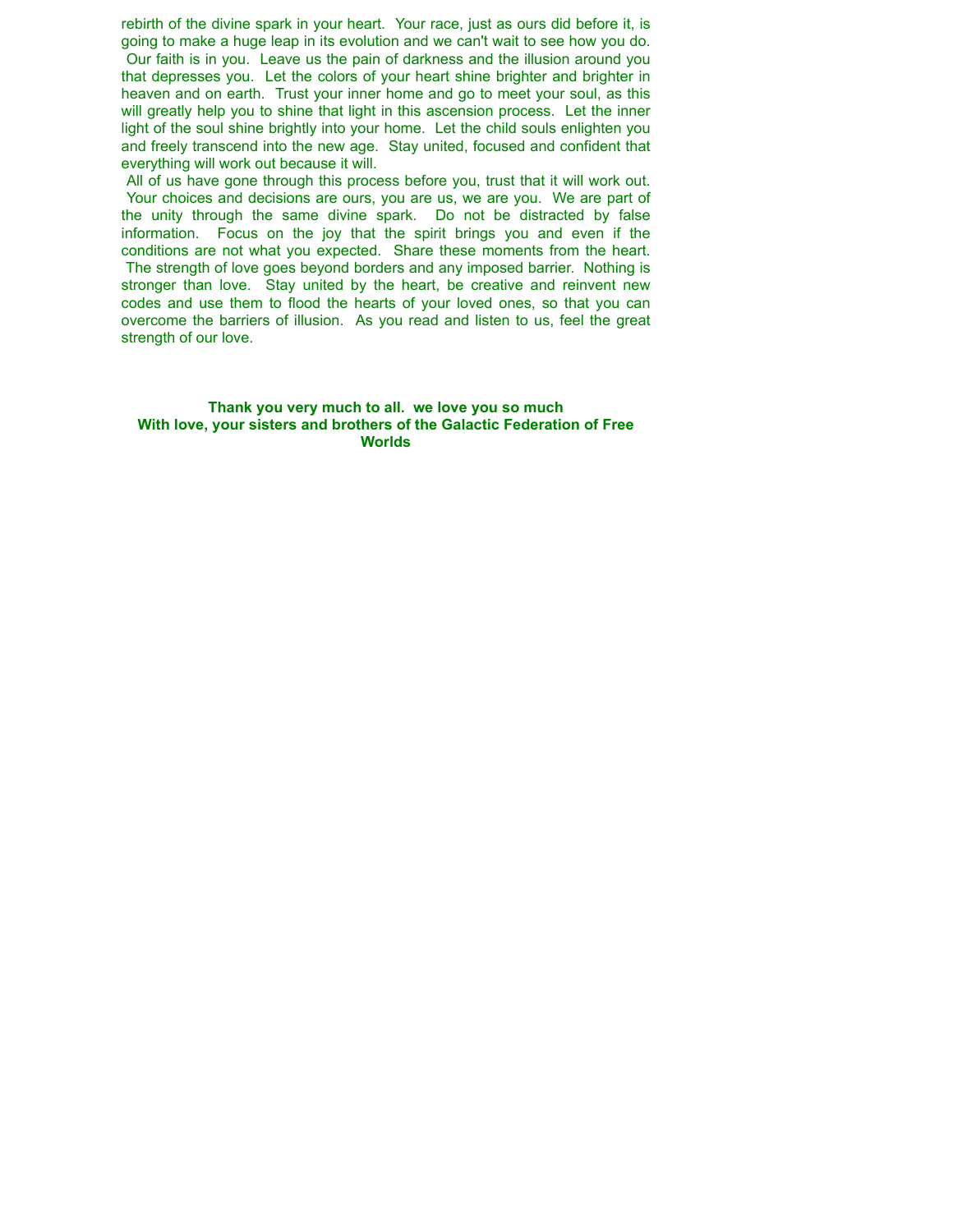rebirth of the divine spark in your heart. Your race, just as ours did before it, is going to make a huge leap in its evolution and we can't wait to see how you do. Our faith is in you. Leave us the pain of darkness and the illusion around you that depresses you. Let the colors of your heart shine brighter and brighter in heaven and on earth. Trust your inner home and go to meet your soul, as this will greatly help you to shine that light in this ascension process. Let the inner light of the soul shine brightly into your home. Let the child souls enlighten you and freely transcend into the new age. Stay united, focused and confident that everything will work out because it will.

All of us have gone through this process before you, trust that it will work out. Your choices and decisions are ours, you are us, we are you. We are part of the unity through the same divine spark. Do not be distracted by false information. Focus on the joy that the spirit brings you and even if the conditions are not what you expected. Share these moments from the heart. The strength of love goes beyond borders and any imposed barrier. Nothing is stronger than love. Stay united by the heart, be creative and reinvent new codes and use them to flood the hearts of your loved ones, so that you can overcome the barriers of illusion. As you read and listen to us, feel the great strength of our love.

**Thank you very much to all. we love you so much**
**With love, your sisters and brothers of the Galactic Federation of Free Worlds**